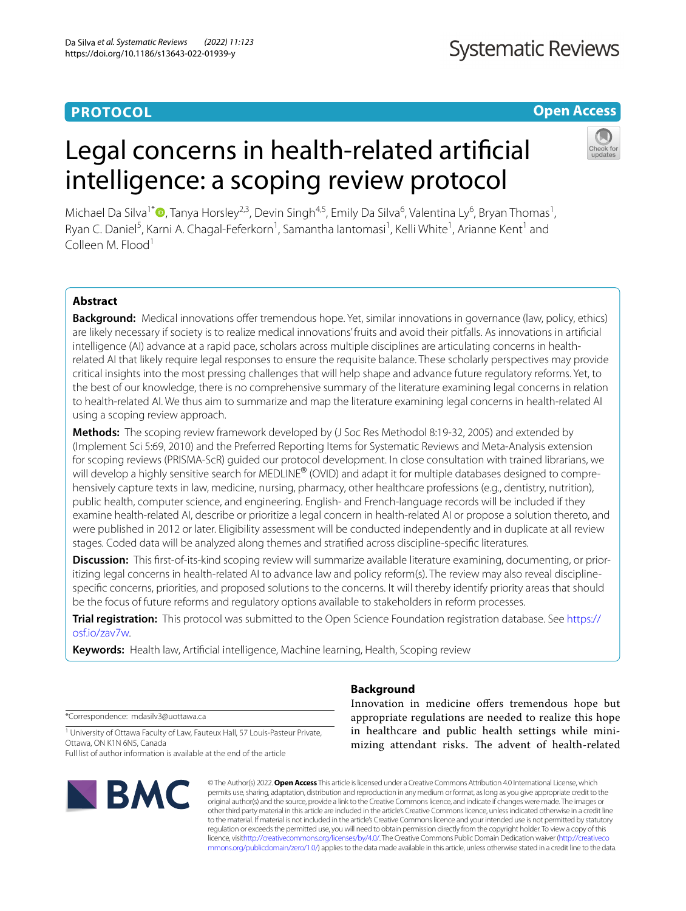**PROTOCOL** **Open Access**

# Legal concerns in health-related artificial intelligence: a scoping review protocol

Michael Da Silva[1*], Tanya Horsley[2,3], Devin Singh[4,5], Emily Da Silva[6], Valentina Ly[6], Bryan Thomas[1], Ryan C. Daniel[5], Karni A. Chagal-Feferkorn[1], Samantha Iantomasi[1], Kelli White[1], Arianne Kent[1] and Colleen M. Flood[1]

## Abstract

**Background:** Medical innovations offer tremendous hope. Yet, similar innovations in governance (law, policy, ethics) are likely necessary if society is to realize medical innovations' fruits and avoid their pitfalls. As innovations in artificial intelligence (AI) advance at a rapid pace, scholars across multiple disciplines are articulating concerns in health-related AI that likely require legal responses to ensure the requisite balance. These scholarly perspectives may provide critical insights into the most pressing challenges that will help shape and advance future regulatory reforms. Yet, to the best of our knowledge, there is no comprehensive summary of the literature examining legal concerns in relation to health-related AI. We thus aim to summarize and map the literature examining legal concerns in health-related AI using a scoping review approach.

**Methods:** The scoping review framework developed by (J Soc Res Methodol 8:19-32, 2005) and extended by (Implement Sci 5:69, 2010) and the Preferred Reporting Items for Systematic Reviews and Meta-Analysis extension for scoping reviews (PRISMA-ScR) guided our protocol development. In close consultation with trained librarians, we will develop a highly sensitive search for MEDLINE® (OVID) and adapt it for multiple databases designed to comprehensively capture texts in law, medicine, nursing, pharmacy, other healthcare professions (e.g., dentistry, nutrition), public health, computer science, and engineering. English- and French-language records will be included if they examine health-related AI, describe or prioritize a legal concern in health-related AI or propose a solution thereto, and were published in 2012 or later. Eligibility assessment will be conducted independently and in duplicate at all review stages. Coded data will be analyzed along themes and stratified across discipline-specific literatures.

**Discussion:** This first-of-its-kind scoping review will summarize available literature examining, documenting, or prioritizing legal concerns in health-related AI to advance law and policy reform(s). The review may also reveal discipline-specific concerns, priorities, and proposed solutions to the concerns. It will thereby identify priority areas that should be the focus of future reforms and regulatory options available to stakeholders in reform processes.

**Trial registration:** This protocol was submitted to the Open Science Foundation registration database. See https://osf.io/zav7w.

**Keywords:** Health law, Artificial intelligence, Machine learning, Health, Scoping review

*Correspondence: mdasilv3@uottawa.ca

[1] University of Ottawa Faculty of Law, Fauteux Hall, 57 Louis-Pasteur Private, Ottawa, ON K1N 6N5, Canada

Full list of author information is available at the end of the article

## Background

Innovation in medicine offers tremendous hope but appropriate regulations are needed to realize this hope in healthcare and public health settings while minimizing attendant risks. The advent of health-related

© The Author(s) 2022. **Open Access** This article is licensed under a Creative Commons Attribution 4.0 International License, which permits use, sharing, adaptation, distribution and reproduction in any medium or format, as long as you give appropriate credit to the original author(s) and the source, provide a link to the Creative Commons licence, and indicate if changes were made. The images or other third party material in this article are included in the article's Creative Commons licence, unless indicated otherwise in a credit line to the material. If material is not included in the article's Creative Commons licence and your intended use is not permitted by statutory regulation or exceeds the permitted use, you will need to obtain permission directly from the copyright holder. To view a copy of this licence, visit http://creativecommons.org/licenses/by/4.0/. The Creative Commons Public Domain Dedication waiver (http://creativecommons.org/publicdomain/zero/1.0/) applies to the data made available in this article, unless otherwise stated in a credit line to the data.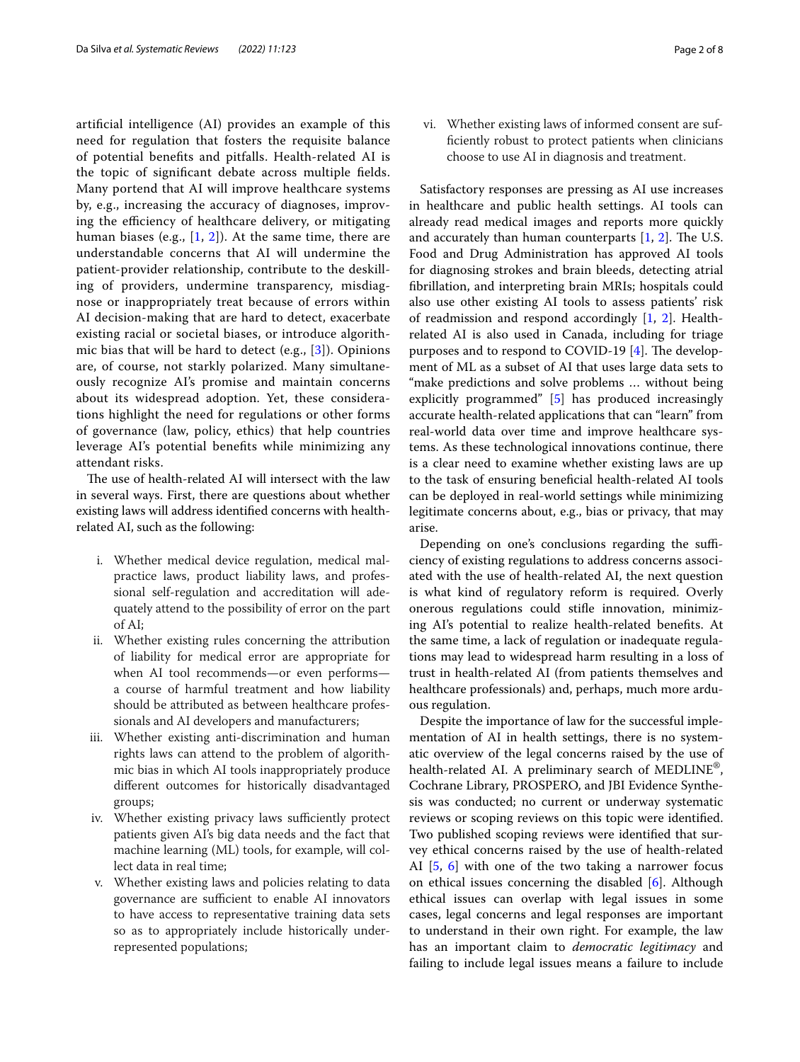artificial intelligence (AI) provides an example of this need for regulation that fosters the requisite balance of potential benefits and pitfalls. Health-related AI is the topic of significant debate across multiple fields. Many portend that AI will improve healthcare systems by, e.g., increasing the accuracy of diagnoses, improving the efficiency of healthcare delivery, or mitigating human biases (e.g., [1, 2]). At the same time, there are understandable concerns that AI will undermine the patient-provider relationship, contribute to the deskilling of providers, undermine transparency, misdiagnose or inappropriately treat because of errors within AI decision-making that are hard to detect, exacerbate existing racial or societal biases, or introduce algorithmic bias that will be hard to detect (e.g., [3]). Opinions are, of course, not starkly polarized. Many simultaneously recognize AI's promise and maintain concerns about its widespread adoption. Yet, these considerations highlight the need for regulations or other forms of governance (law, policy, ethics) that help countries leverage AI's potential benefits while minimizing any attendant risks.

The use of health-related AI will intersect with the law in several ways. First, there are questions about whether existing laws will address identified concerns with health-related AI, such as the following:

i. Whether medical device regulation, medical malpractice laws, product liability laws, and professional self-regulation and accreditation will adequately attend to the possibility of error on the part of AI;
ii. Whether existing rules concerning the attribution of liability for medical error are appropriate for when AI tool recommends—or even performs—a course of harmful treatment and how liability should be attributed as between healthcare professionals and AI developers and manufacturers;
iii. Whether existing anti-discrimination and human rights laws can attend to the problem of algorithmic bias in which AI tools inappropriately produce different outcomes for historically disadvantaged groups;
iv. Whether existing privacy laws sufficiently protect patients given AI's big data needs and the fact that machine learning (ML) tools, for example, will collect data in real time;
v. Whether existing laws and policies relating to data governance are sufficient to enable AI innovators to have access to representative training data sets so as to appropriately include historically underrepresented populations;
vi. Whether existing laws of informed consent are sufficiently robust to protect patients when clinicians choose to use AI in diagnosis and treatment.

Satisfactory responses are pressing as AI use increases in healthcare and public health settings. AI tools can already read medical images and reports more quickly and accurately than human counterparts [1, 2]. The U.S. Food and Drug Administration has approved AI tools for diagnosing strokes and brain bleeds, detecting atrial fibrillation, and interpreting brain MRIs; hospitals could also use other existing AI tools to assess patients' risk of readmission and respond accordingly [1, 2]. Health-related AI is also used in Canada, including for triage purposes and to respond to COVID-19 [4]. The development of ML as a subset of AI that uses large data sets to "make predictions and solve problems … without being explicitly programmed" [5] has produced increasingly accurate health-related applications that can "learn" from real-world data over time and improve healthcare systems. As these technological innovations continue, there is a clear need to examine whether existing laws are up to the task of ensuring beneficial health-related AI tools can be deployed in real-world settings while minimizing legitimate concerns about, e.g., bias or privacy, that may arise.

Depending on one's conclusions regarding the sufficiency of existing regulations to address concerns associated with the use of health-related AI, the next question is what kind of regulatory reform is required. Overly onerous regulations could stifle innovation, minimizing AI's potential to realize health-related benefits. At the same time, a lack of regulation or inadequate regulations may lead to widespread harm resulting in a loss of trust in health-related AI (from patients themselves and healthcare professionals) and, perhaps, much more arduous regulation.

Despite the importance of law for the successful implementation of AI in health settings, there is no systematic overview of the legal concerns raised by the use of health-related AI. A preliminary search of MEDLINE®, Cochrane Library, PROSPERO, and JBI Evidence Synthesis was conducted; no current or underway systematic reviews or scoping reviews on this topic were identified. Two published scoping reviews were identified that survey ethical concerns raised by the use of health-related AI [5, 6] with one of the two taking a narrower focus on ethical issues concerning the disabled [6]. Although ethical issues can overlap with legal issues in some cases, legal concerns and legal responses are important to understand in their own right. For example, the law has an important claim to *democratic legitimacy* and failing to include legal issues means a failure to include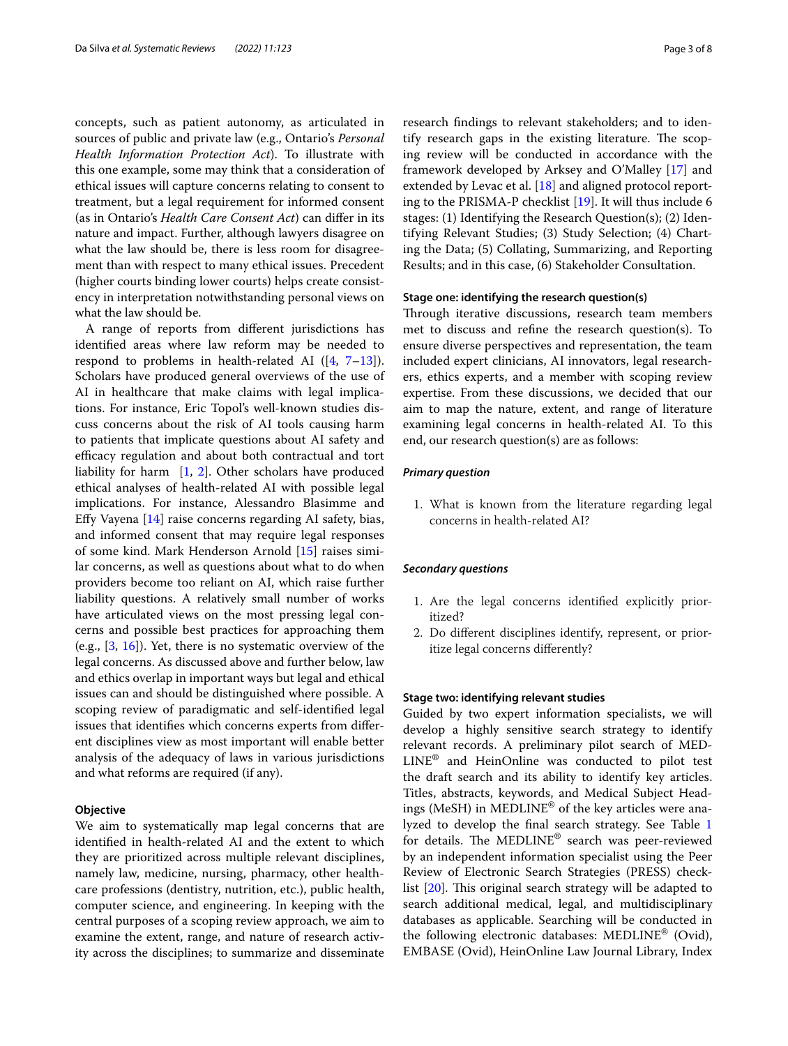concepts, such as patient autonomy, as articulated in sources of public and private law (e.g., Ontario's *Personal Health Information Protection Act*). To illustrate with this one example, some may think that a consideration of ethical issues will capture concerns relating to consent to treatment, but a legal requirement for informed consent (as in Ontario's *Health Care Consent Act*) can differ in its nature and impact. Further, although lawyers disagree on what the law should be, there is less room for disagreement than with respect to many ethical issues. Precedent (higher courts binding lower courts) helps create consistency in interpretation notwithstanding personal views on what the law should be.

A range of reports from different jurisdictions has identified areas where law reform may be needed to respond to problems in health-related AI ([4, 7–13]). Scholars have produced general overviews of the use of AI in healthcare that make claims with legal implications. For instance, Eric Topol's well-known studies discuss concerns about the risk of AI tools causing harm to patients that implicate questions about AI safety and efficacy regulation and about both contractual and tort liability for harm [1, 2]. Other scholars have produced ethical analyses of health-related AI with possible legal implications. For instance, Alessandro Blasimme and Effy Vayena [14] raise concerns regarding AI safety, bias, and informed consent that may require legal responses of some kind. Mark Henderson Arnold [15] raises similar concerns, as well as questions about what to do when providers become too reliant on AI, which raise further liability questions. A relatively small number of works have articulated views on the most pressing legal concerns and possible best practices for approaching them (e.g., [3, 16]). Yet, there is no systematic overview of the legal concerns. As discussed above and further below, law and ethics overlap in important ways but legal and ethical issues can and should be distinguished where possible. A scoping review of paradigmatic and self-identified legal issues that identifies which concerns experts from different disciplines view as most important will enable better analysis of the adequacy of laws in various jurisdictions and what reforms are required (if any).

### Objective

We aim to systematically map legal concerns that are identified in health-related AI and the extent to which they are prioritized across multiple relevant disciplines, namely law, medicine, nursing, pharmacy, other healthcare professions (dentistry, nutrition, etc.), public health, computer science, and engineering. In keeping with the central purposes of a scoping review approach, we aim to examine the extent, range, and nature of research activity across the disciplines; to summarize and disseminate research findings to relevant stakeholders; and to identify research gaps in the existing literature. The scoping review will be conducted in accordance with the framework developed by Arksey and O'Malley [17] and extended by Levac et al. [18] and aligned protocol reporting to the PRISMA-P checklist [19]. It will thus include 6 stages: (1) Identifying the Research Question(s); (2) Identifying Relevant Studies; (3) Study Selection; (4) Charting the Data; (5) Collating, Summarizing, and Reporting Results; and in this case, (6) Stakeholder Consultation.

### Stage one: identifying the research question(s)

Through iterative discussions, research team members met to discuss and refine the research question(s). To ensure diverse perspectives and representation, the team included expert clinicians, AI innovators, legal researchers, ethics experts, and a member with scoping review expertise. From these discussions, we decided that our aim to map the nature, extent, and range of literature examining legal concerns in health-related AI. To this end, our research question(s) are as follows:

#### *Primary question*

1. What is known from the literature regarding legal concerns in health-related AI?

#### *Secondary questions*

1. Are the legal concerns identified explicitly prioritized?
2. Do different disciplines identify, represent, or prioritize legal concerns differently?

### Stage two: identifying relevant studies

Guided by two expert information specialists, we will develop a highly sensitive search strategy to identify relevant records. A preliminary pilot search of MEDLINE® and HeinOnline was conducted to pilot test the draft search and its ability to identify key articles. Titles, abstracts, keywords, and Medical Subject Headings (MeSH) in MEDLINE® of the key articles were analyzed to develop the final search strategy. See Table 1 for details. The MEDLINE® search was peer-reviewed by an independent information specialist using the Peer Review of Electronic Search Strategies (PRESS) checklist [20]. This original search strategy will be adapted to search additional medical, legal, and multidisciplinary databases as applicable. Searching will be conducted in the following electronic databases: MEDLINE® (Ovid), EMBASE (Ovid), HeinOnline Law Journal Library, Index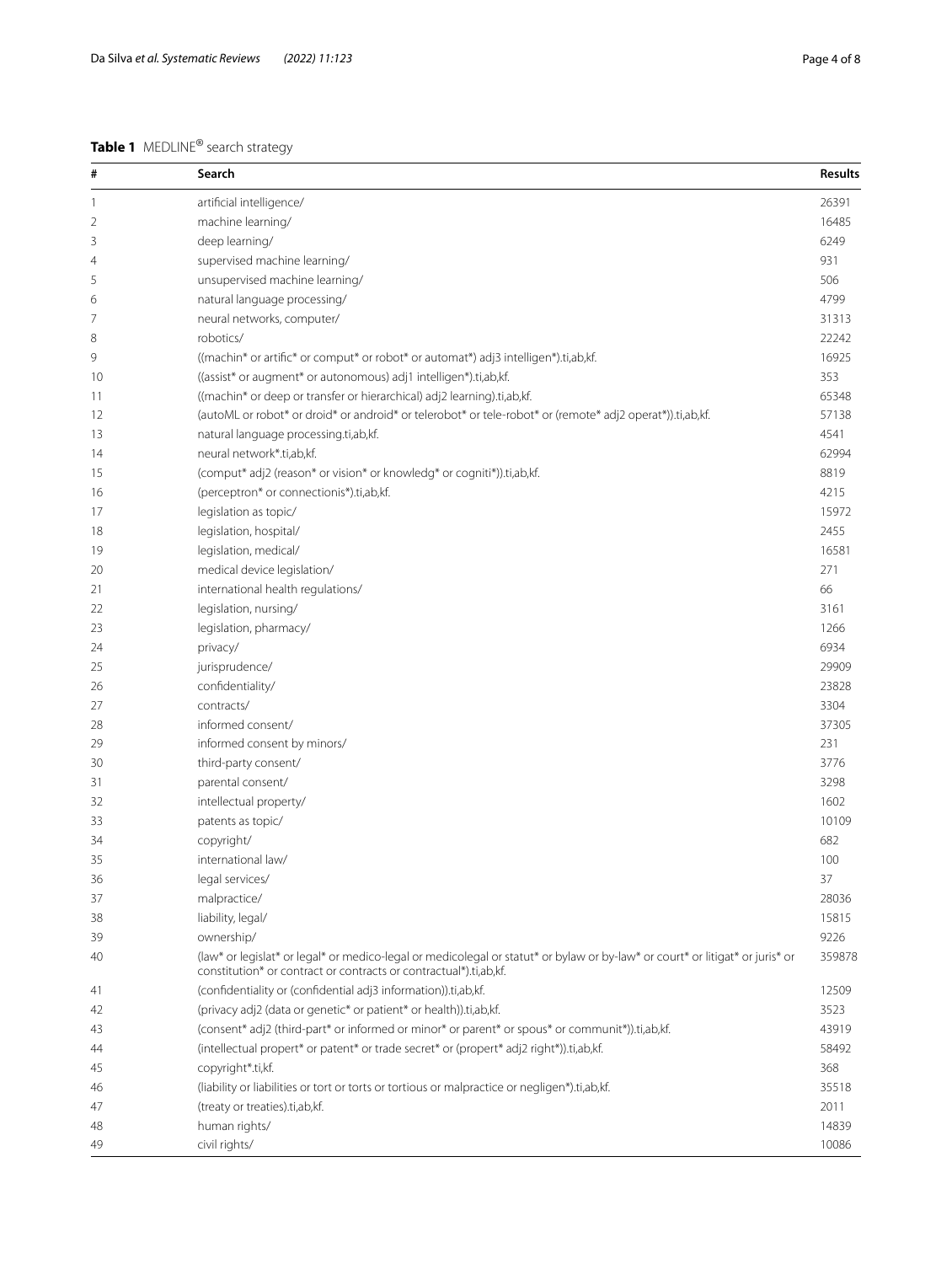**Table 1** MEDLINE® search strategy

| # | Search | Results |
|---|---|---|
| 1 | artificial intelligence/ | 26391 |
| 2 | machine learning/ | 16485 |
| 3 | deep learning/ | 6249 |
| 4 | supervised machine learning/ | 931 |
| 5 | unsupervised machine learning/ | 506 |
| 6 | natural language processing/ | 4799 |
| 7 | neural networks, computer/ | 31313 |
| 8 | robotics/ | 22242 |
| 9 | ((machin* or artific* or comput* or robot* or automat*) adj3 intelligen*).ti,ab,kf. | 16925 |
| 10 | ((assist* or augment* or autonomous) adj1 intelligen*).ti,ab,kf. | 353 |
| 11 | ((machin* or deep or transfer or hierarchical) adj2 learning).ti,ab,kf. | 65348 |
| 12 | (autoML or robot* or droid* or android* or telerobot* or tele-robot* or (remote* adj2 operat*)).ti,ab,kf. | 57138 |
| 13 | natural language processing.ti,ab,kf. | 4541 |
| 14 | neural network*.ti,ab,kf. | 62994 |
| 15 | (comput* adj2 (reason* or vision* or knowledg* or cogniti*)).ti,ab,kf. | 8819 |
| 16 | (perceptron* or connectionis*).ti,ab,kf. | 4215 |
| 17 | legislation as topic/ | 15972 |
| 18 | legislation, hospital/ | 2455 |
| 19 | legislation, medical/ | 16581 |
| 20 | medical device legislation/ | 271 |
| 21 | international health regulations/ | 66 |
| 22 | legislation, nursing/ | 3161 |
| 23 | legislation, pharmacy/ | 1266 |
| 24 | privacy/ | 6934 |
| 25 | jurisprudence/ | 29909 |
| 26 | confidentiality/ | 23828 |
| 27 | contracts/ | 3304 |
| 28 | informed consent/ | 37305 |
| 29 | informed consent by minors/ | 231 |
| 30 | third-party consent/ | 3776 |
| 31 | parental consent/ | 3298 |
| 32 | intellectual property/ | 1602 |
| 33 | patents as topic/ | 10109 |
| 34 | copyright/ | 682 |
| 35 | international law/ | 100 |
| 36 | legal services/ | 37 |
| 37 | malpractice/ | 28036 |
| 38 | liability, legal/ | 15815 |
| 39 | ownership/ | 9226 |
| 40 | (law* or legislat* or legal* or medico-legal or medicolegal or statut* or bylaw or by-law* or court* or litigat* or juris* or constitution* or contract or contracts or contractual*).ti,ab,kf. | 359878 |
| 41 | (confidentiality or (confidential adj3 information)).ti,ab,kf. | 12509 |
| 42 | (privacy adj2 (data or genetic* or patient* or health)).ti,ab,kf. | 3523 |
| 43 | (consent* adj2 (third-part* or informed or minor* or parent* or spous* or communit*)).ti,ab,kf. | 43919 |
| 44 | (intellectual propert* or patent* or trade secret* or (propert* adj2 right*)).ti,ab,kf. | 58492 |
| 45 | copyright*.ti,kf. | 368 |
| 46 | (liability or liabilities or tort or torts or tortious or malpractice or negligen*).ti,ab,kf. | 35518 |
| 47 | (treaty or treaties).ti,ab,kf. | 2011 |
| 48 | human rights/ | 14839 |
| 49 | civil rights/ | 10086 |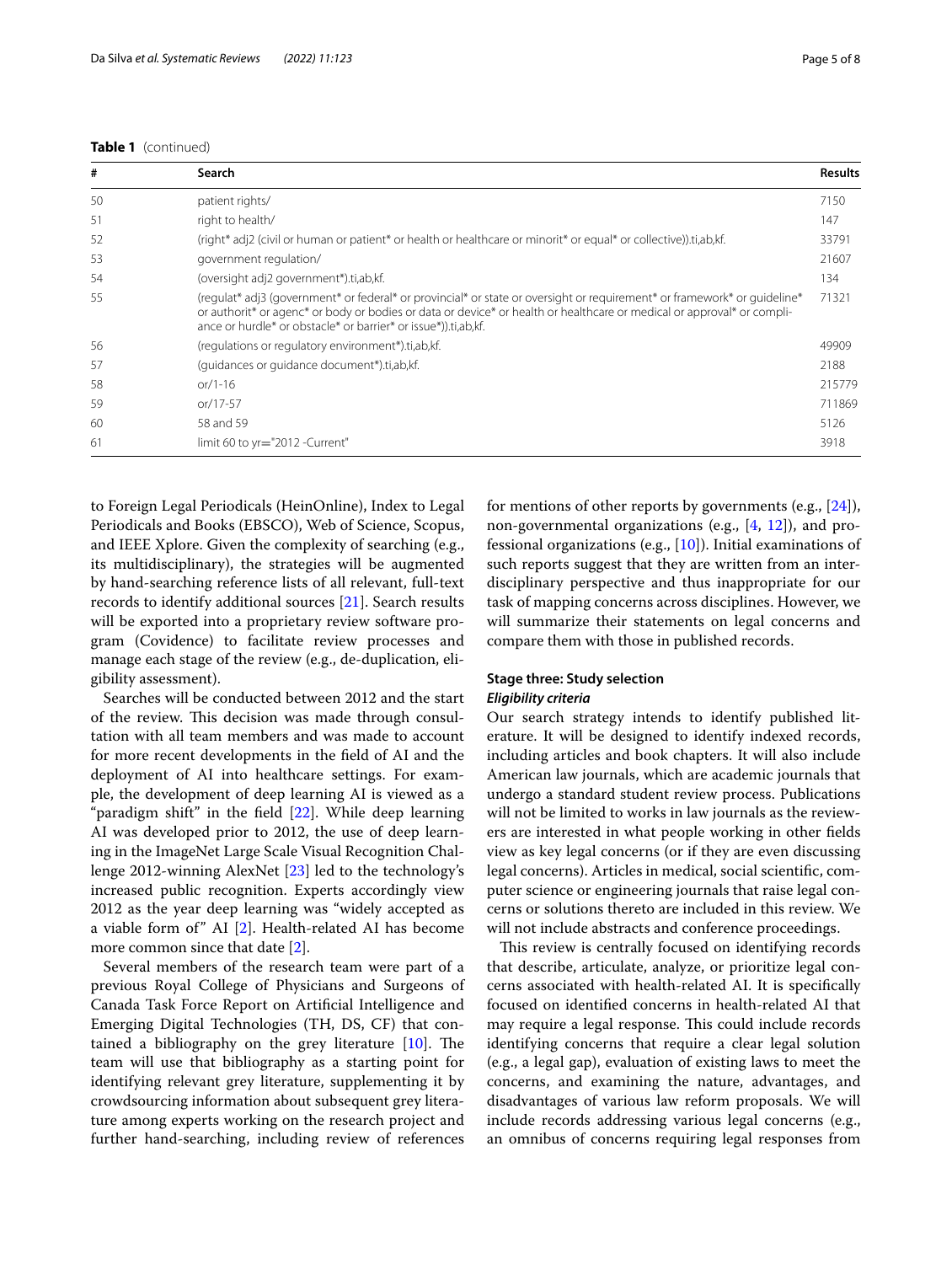**Table 1** (continued)

| # | Search | Results |
|---|---|---|
| 50 | patient rights/ | 7150 |
| 51 | right to health/ | 147 |
| 52 | (right* adj2 (civil or human or patient* or health or healthcare or minorit* or equal* or collective)).ti,ab,kf. | 33791 |
| 53 | government regulation/ | 21607 |
| 54 | (oversight adj2 government*).ti,ab,kf. | 134 |
| 55 | (regulat* adj3 (government* or federal* or provincial* or state or oversight or requirement* or framework* or guideline* or authorit* or agenc* or body or bodies or data or device* or health or healthcare or medical or approval* or compliance or hurdle* or obstacle* or barrier* or issue*)).ti,ab,kf. | 71321 |
| 56 | (regulations or regulatory environment*).ti,ab,kf. | 49909 |
| 57 | (guidances or guidance document*).ti,ab,kf. | 2188 |
| 58 | or/1-16 | 215779 |
| 59 | or/17-57 | 711869 |
| 60 | 58 and 59 | 5126 |
| 61 | limit 60 to yr="2012 -Current" | 3918 |

to Foreign Legal Periodicals (HeinOnline), Index to Legal Periodicals and Books (EBSCO), Web of Science, Scopus, and IEEE Xplore. Given the complexity of searching (e.g., its multidisciplinary), the strategies will be augmented by hand-searching reference lists of all relevant, full-text records to identify additional sources [21]. Search results will be exported into a proprietary review software program (Covidence) to facilitate review processes and manage each stage of the review (e.g., de-duplication, eligibility assessment).

Searches will be conducted between 2012 and the start of the review. This decision was made through consultation with all team members and was made to account for more recent developments in the field of AI and the deployment of AI into healthcare settings. For example, the development of deep learning AI is viewed as a "paradigm shift" in the field [22]. While deep learning AI was developed prior to 2012, the use of deep learning in the ImageNet Large Scale Visual Recognition Challenge 2012-winning AlexNet [23] led to the technology's increased public recognition. Experts accordingly view 2012 as the year deep learning was "widely accepted as a viable form of" AI [2]. Health-related AI has become more common since that date [2].

Several members of the research team were part of a previous Royal College of Physicians and Surgeons of Canada Task Force Report on Artificial Intelligence and Emerging Digital Technologies (TH, DS, CF) that contained a bibliography on the grey literature [10]. The team will use that bibliography as a starting point for identifying relevant grey literature, supplementing it by crowdsourcing information about subsequent grey literature among experts working on the research project and further hand-searching, including review of references for mentions of other reports by governments (e.g., [24]), non-governmental organizations (e.g., [4, 12]), and professional organizations (e.g., [10]). Initial examinations of such reports suggest that they are written from an interdisciplinary perspective and thus inappropriate for our task of mapping concerns across disciplines. However, we will summarize their statements on legal concerns and compare them with those in published records.

### Stage three: Study selection

#### *Eligibility criteria*

Our search strategy intends to identify published literature. It will be designed to identify indexed records, including articles and book chapters. It will also include American law journals, which are academic journals that undergo a standard student review process. Publications will not be limited to works in law journals as the reviewers are interested in what people working in other fields view as key legal concerns (or if they are even discussing legal concerns). Articles in medical, social scientific, computer science or engineering journals that raise legal concerns or solutions thereto are included in this review. We will not include abstracts and conference proceedings.

This review is centrally focused on identifying records that describe, articulate, analyze, or prioritize legal concerns associated with health-related AI. It is specifically focused on identified concerns in health-related AI that may require a legal response. This could include records identifying concerns that require a clear legal solution (e.g., a legal gap), evaluation of existing laws to meet the concerns, and examining the nature, advantages, and disadvantages of various law reform proposals. We will include records addressing various legal concerns (e.g., an omnibus of concerns requiring legal responses from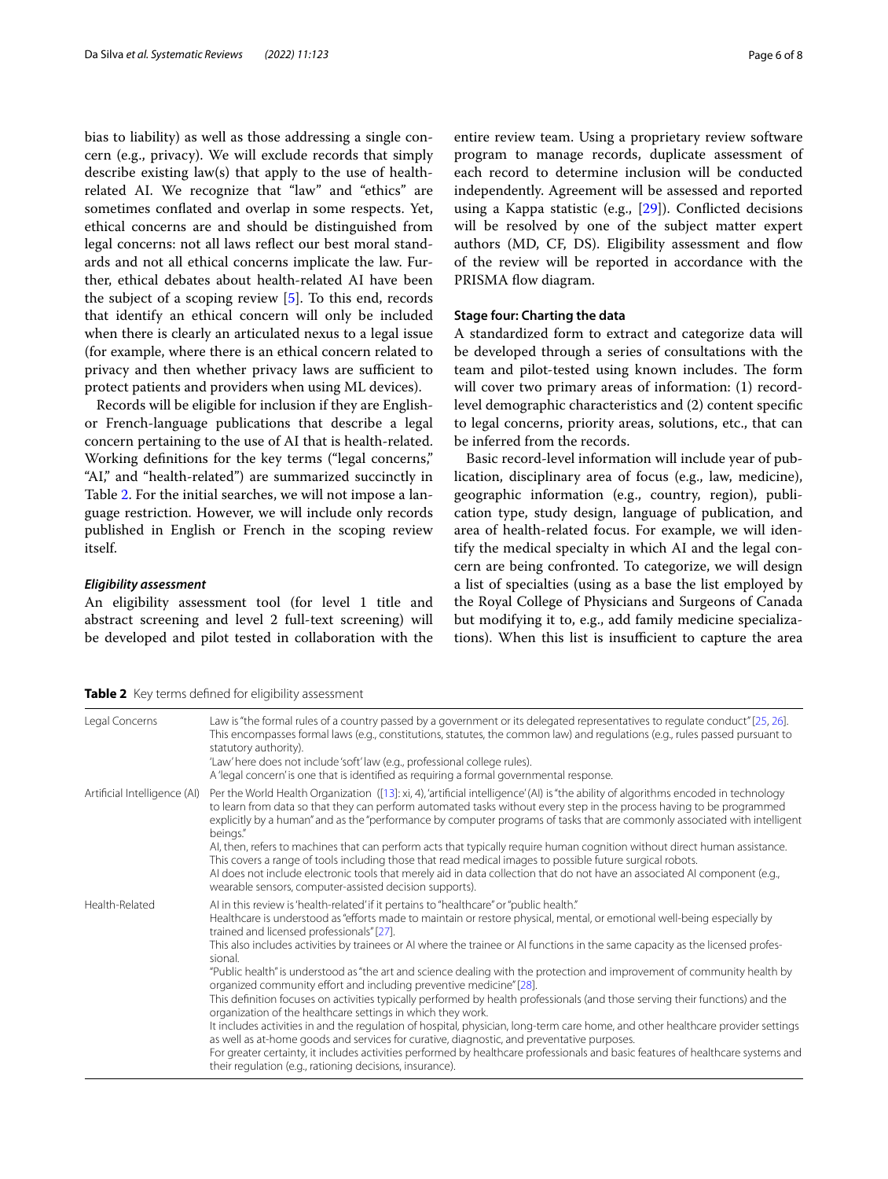bias to liability) as well as those addressing a single concern (e.g., privacy). We will exclude records that simply describe existing law(s) that apply to the use of health-related AI. We recognize that "law" and "ethics" are sometimes conflated and overlap in some respects. Yet, ethical concerns are and should be distinguished from legal concerns: not all laws reflect our best moral standards and not all ethical concerns implicate the law. Further, ethical debates about health-related AI have been the subject of a scoping review [5]. To this end, records that identify an ethical concern will only be included when there is clearly an articulated nexus to a legal issue (for example, where there is an ethical concern related to privacy and then whether privacy laws are sufficient to protect patients and providers when using ML devices).

Records will be eligible for inclusion if they are English- or French-language publications that describe a legal concern pertaining to the use of AI that is health-related. Working definitions for the key terms ("legal concerns," "AI," and "health-related") are summarized succinctly in Table 2. For the initial searches, we will not impose a language restriction. However, we will include only records published in English or French in the scoping review itself.

### *Eligibility assessment*

An eligibility assessment tool (for level 1 title and abstract screening and level 2 full-text screening) will be developed and pilot tested in collaboration with the entire review team. Using a proprietary review software program to manage records, duplicate assessment of each record to determine inclusion will be conducted independently. Agreement will be assessed and reported using a Kappa statistic (e.g., [29]). Conflicted decisions will be resolved by one of the subject matter expert authors (MD, CF, DS). Eligibility assessment and flow of the review will be reported in accordance with the PRISMA flow diagram.

### Stage four: Charting the data

A standardized form to extract and categorize data will be developed through a series of consultations with the team and pilot-tested using known includes. The form will cover two primary areas of information: (1) record-level demographic characteristics and (2) content specific to legal concerns, priority areas, solutions, etc., that can be inferred from the records.

Basic record-level information will include year of publication, disciplinary area of focus (e.g., law, medicine), geographic information (e.g., country, region), publication type, study design, language of publication, and area of health-related focus. For example, we will identify the medical specialty in which AI and the legal concern are being confronted. To categorize, we will design a list of specialties (using as a base the list employed by the Royal College of Physicians and Surgeons of Canada but modifying it to, e.g., add family medicine specializations). When this list is insufficient to capture the area

**Table 2** Key terms defined for eligibility assessment

| | |
|---|---|
| Legal Concerns | Law is "the formal rules of a country passed by a government or its delegated representatives to regulate conduct" [25, 26]. This encompasses formal laws (e.g., constitutions, statutes, the common law) and regulations (e.g., rules passed pursuant to statutory authority).<br>'Law' here does not include 'soft' law (e.g., professional college rules).<br>A 'legal concern' is one that is identified as requiring a formal governmental response. |
| Artificial Intelligence (AI) | Per the World Health Organization ([13]: xi, 4), 'artificial intelligence' (AI) is "the ability of algorithms encoded in technology to learn from data so that they can perform automated tasks without every step in the process having to be programmed explicitly by a human" and as the "performance by computer programs of tasks that are commonly associated with intelligent beings."<br>AI, then, refers to machines that can perform acts that typically require human cognition without direct human assistance. This covers a range of tools including those that read medical images to possible future surgical robots.<br>AI does not include electronic tools that merely aid in data collection that do not have an associated AI component (e.g., wearable sensors, computer-assisted decision supports). |
| Health-Related | AI in this review is 'health-related' if it pertains to "healthcare" or "public health."<br>Healthcare is understood as "efforts made to maintain or restore physical, mental, or emotional well-being especially by trained and licensed professionals" [27].<br>This also includes activities by trainees or AI where the trainee or AI functions in the same capacity as the licensed professional.<br>"Public health" is understood as "the art and science dealing with the protection and improvement of community health by organized community effort and including preventive medicine" [28].<br>This definition focuses on activities typically performed by health professionals (and those serving their functions) and the organization of the healthcare settings in which they work.<br>It includes activities in and the regulation of hospital, physician, long-term care home, and other healthcare provider settings as well as at-home goods and services for curative, diagnostic, and preventative purposes.<br>For greater certainty, it includes activities performed by healthcare professionals and basic features of healthcare systems and their regulation (e.g., rationing decisions, insurance). |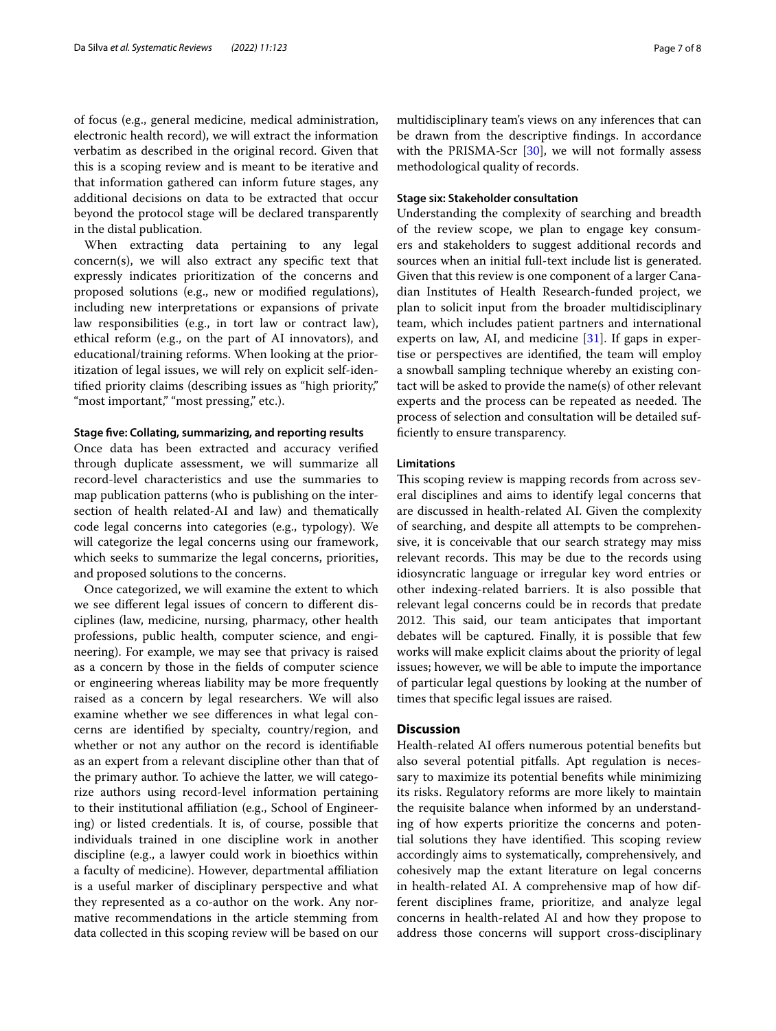of focus (e.g., general medicine, medical administration, electronic health record), we will extract the information verbatim as described in the original record. Given that this is a scoping review and is meant to be iterative and that information gathered can inform future stages, any additional decisions on data to be extracted that occur beyond the protocol stage will be declared transparently in the distal publication.

When extracting data pertaining to any legal concern(s), we will also extract any specific text that expressly indicates prioritization of the concerns and proposed solutions (e.g., new or modified regulations), including new interpretations or expansions of private law responsibilities (e.g., in tort law or contract law), ethical reform (e.g., on the part of AI innovators), and educational/training reforms. When looking at the prioritization of legal issues, we will rely on explicit self-identified priority claims (describing issues as "high priority," "most important," "most pressing," etc.).

### Stage five: Collating, summarizing, and reporting results

Once data has been extracted and accuracy verified through duplicate assessment, we will summarize all record-level characteristics and use the summaries to map publication patterns (who is publishing on the intersection of health related-AI and law) and thematically code legal concerns into categories (e.g., typology). We will categorize the legal concerns using our framework, which seeks to summarize the legal concerns, priorities, and proposed solutions to the concerns.

Once categorized, we will examine the extent to which we see different legal issues of concern to different disciplines (law, medicine, nursing, pharmacy, other health professions, public health, computer science, and engineering). For example, we may see that privacy is raised as a concern by those in the fields of computer science or engineering whereas liability may be more frequently raised as a concern by legal researchers. We will also examine whether we see differences in what legal concerns are identified by specialty, country/region, and whether or not any author on the record is identifiable as an expert from a relevant discipline other than that of the primary author. To achieve the latter, we will categorize authors using record-level information pertaining to their institutional affiliation (e.g., School of Engineering) or listed credentials. It is, of course, possible that individuals trained in one discipline work in another discipline (e.g., a lawyer could work in bioethics within a faculty of medicine). However, departmental affiliation is a useful marker of disciplinary perspective and what they represented as a co-author on the work. Any normative recommendations in the article stemming from data collected in this scoping review will be based on our multidisciplinary team's views on any inferences that can be drawn from the descriptive findings. In accordance with the PRISMA-Scr [30], we will not formally assess methodological quality of records.

### Stage six: Stakeholder consultation

Understanding the complexity of searching and breadth of the review scope, we plan to engage key consumers and stakeholders to suggest additional records and sources when an initial full-text include list is generated. Given that this review is one component of a larger Canadian Institutes of Health Research-funded project, we plan to solicit input from the broader multidisciplinary team, which includes patient partners and international experts on law, AI, and medicine [31]. If gaps in expertise or perspectives are identified, the team will employ a snowball sampling technique whereby an existing contact will be asked to provide the name(s) of other relevant experts and the process can be repeated as needed. The process of selection and consultation will be detailed sufficiently to ensure transparency.

### Limitations

This scoping review is mapping records from across several disciplines and aims to identify legal concerns that are discussed in health-related AI. Given the complexity of searching, and despite all attempts to be comprehensive, it is conceivable that our search strategy may miss relevant records. This may be due to the records using idiosyncratic language or irregular key word entries or other indexing-related barriers. It is also possible that relevant legal concerns could be in records that predate 2012. This said, our team anticipates that important debates will be captured. Finally, it is possible that few works will make explicit claims about the priority of legal issues; however, we will be able to impute the importance of particular legal questions by looking at the number of times that specific legal issues are raised.

## Discussion

Health-related AI offers numerous potential benefits but also several potential pitfalls. Apt regulation is necessary to maximize its potential benefits while minimizing its risks. Regulatory reforms are more likely to maintain the requisite balance when informed by an understanding of how experts prioritize the concerns and potential solutions they have identified. This scoping review accordingly aims to systematically, comprehensively, and cohesively map the extant literature on legal concerns in health-related AI. A comprehensive map of how different disciplines frame, prioritize, and analyze legal concerns in health-related AI and how they propose to address those concerns will support cross-disciplinary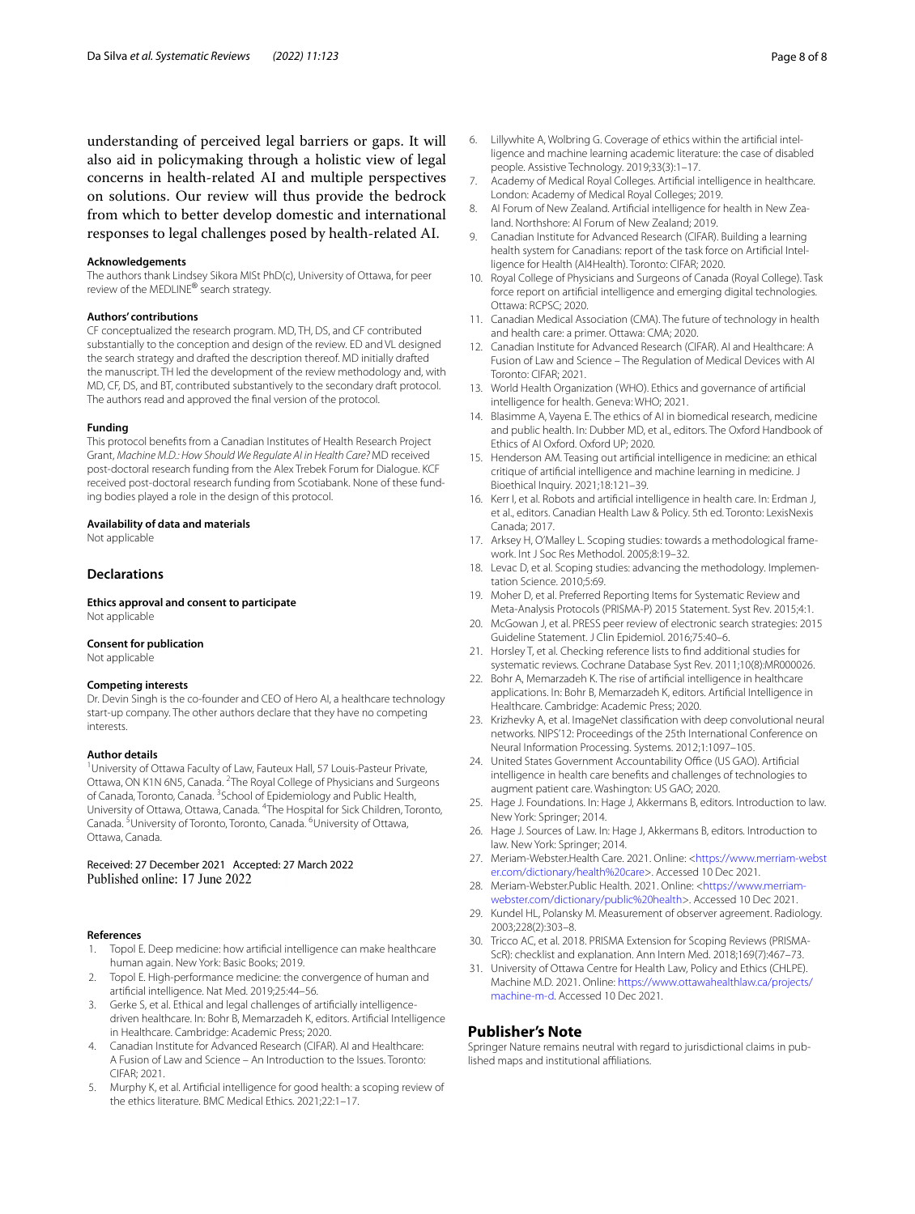understanding of perceived legal barriers or gaps. It will also aid in policymaking through a holistic view of legal concerns in health-related AI and multiple perspectives on solutions. Our review will thus provide the bedrock from which to better develop domestic and international responses to legal challenges posed by health-related AI.

**Acknowledgements**

The authors thank Lindsey Sikora MISt PhD(c), University of Ottawa, for peer review of the MEDLINE® search strategy.

**Authors' contributions**

CF conceptualized the research program. MD, TH, DS, and CF contributed substantially to the conception and design of the review. ED and VL designed the search strategy and drafted the description thereof. MD initially drafted the manuscript. TH led the development of the review methodology and, with MD, CF, DS, and BT, contributed substantively to the secondary draft protocol. The authors read and approved the final version of the protocol.

**Funding**

This protocol benefits from a Canadian Institutes of Health Research Project Grant, *Machine M.D.: How Should We Regulate AI in Health Care?* MD received post-doctoral research funding from the Alex Trebek Forum for Dialogue. KCF received post-doctoral research funding from Scotiabank. None of these funding bodies played a role in the design of this protocol.

**Availability of data and materials**

Not applicable

## Declarations

**Ethics approval and consent to participate**

Not applicable

**Consent for publication**

Not applicable

**Competing interests**

Dr. Devin Singh is the co-founder and CEO of Hero AI, a healthcare technology start-up company. The other authors declare that they have no competing interests.

**Author details**

[1]University of Ottawa Faculty of Law, Fauteux Hall, 57 Louis-Pasteur Private, Ottawa, ON K1N 6N5, Canada. [2]The Royal College of Physicians and Surgeons of Canada, Toronto, Canada. [3]School of Epidemiology and Public Health, University of Ottawa, Ottawa, Canada. [4]The Hospital for Sick Children, Toronto, Canada. [5]University of Toronto, Toronto, Canada. [6]University of Ottawa, Ottawa, Canada.

Received: 27 December 2021 Accepted: 27 March 2022
Published online: 17 June 2022

**References**

1. Topol E. Deep medicine: how artificial intelligence can make healthcare human again. New York: Basic Books; 2019.
2. Topol E. High-performance medicine: the convergence of human and artificial intelligence. Nat Med. 2019;25:44–56.
3. Gerke S, et al. Ethical and legal challenges of artificially intelligence-driven healthcare. In: Bohr B, Memarzadeh K, editors. Artificial Intelligence in Healthcare. Cambridge: Academic Press; 2020.
4. Canadian Institute for Advanced Research (CIFAR). AI and Healthcare: A Fusion of Law and Science – An Introduction to the Issues. Toronto: CIFAR; 2021.
5. Murphy K, et al. Artificial intelligence for good health: a scoping review of the ethics literature. BMC Medical Ethics. 2021;22:1–17.
6. Lillywhite A, Wolbring G. Coverage of ethics within the artificial intelligence and machine learning academic literature: the case of disabled people. Assistive Technology. 2019;33(3):1–17.
7. Academy of Medical Royal Colleges. Artificial intelligence in healthcare. London: Academy of Medical Royal Colleges; 2019.
8. AI Forum of New Zealand. Artificial intelligence for health in New Zealand. Northshore: AI Forum of New Zealand; 2019.
9. Canadian Institute for Advanced Research (CIFAR). Building a learning health system for Canadians: report of the task force on Artificial Intelligence for Health (AI4Health). Toronto: CIFAR; 2020.
10. Royal College of Physicians and Surgeons of Canada (Royal College). Task force report on artificial intelligence and emerging digital technologies. Ottawa: RCPSC; 2020.
11. Canadian Medical Association (CMA). The future of technology in health and health care: a primer. Ottawa: CMA; 2020.
12. Canadian Institute for Advanced Research (CIFAR). AI and Healthcare: A Fusion of Law and Science – The Regulation of Medical Devices with AI Toronto: CIFAR; 2021.
13. World Health Organization (WHO). Ethics and governance of artificial intelligence for health. Geneva: WHO; 2021.
14. Blasimme A, Vayena E. The ethics of AI in biomedical research, medicine and public health. In: Dubber MD, et al., editors. The Oxford Handbook of Ethics of AI Oxford. Oxford UP; 2020.
15. Henderson AM. Teasing out artificial intelligence in medicine: an ethical critique of artificial intelligence and machine learning in medicine. J Bioethical Inquiry. 2021;18:121–39.
16. Kerr I, et al. Robots and artificial intelligence in health care. In: Erdman J, et al., editors. Canadian Health Law & Policy. 5th ed. Toronto: LexisNexis Canada; 2017.
17. Arksey H, O'Malley L. Scoping studies: towards a methodological framework. Int J Soc Res Methodol. 2005;8:19–32.
18. Levac D, et al. Scoping studies: advancing the methodology. Implementation Science. 2010;5:69.
19. Moher D, et al. Preferred Reporting Items for Systematic Review and Meta-Analysis Protocols (PRISMA-P) 2015 Statement. Syst Rev. 2015;4:1.
20. McGowan J, et al. PRESS peer review of electronic search strategies: 2015 Guideline Statement. J Clin Epidemiol. 2016;75:40–6.
21. Horsley T, et al. Checking reference lists to find additional studies for systematic reviews. Cochrane Database Syst Rev. 2011;10(8):MR000026.
22. Bohr A, Memarzadeh K. The rise of artificial intelligence in healthcare applications. In: Bohr B, Memarzadeh K, editors. Artificial Intelligence in Healthcare. Cambridge: Academic Press; 2020.
23. Krizhevky A, et al. ImageNet classification with deep convolutional neural networks. NIPS'12: Proceedings of the 25th International Conference on Neural Information Processing. Systems. 2012;1:1097–105.
24. United States Government Accountability Office (US GAO). Artificial intelligence in health care benefits and challenges of technologies to augment patient care. Washington: US GAO; 2020.
25. Hage J. Foundations. In: Hage J, Akkermans B, editors. Introduction to law. New York: Springer; 2014.
26. Hage J. Sources of Law. In: Hage J, Akkermans B, editors. Introduction to law. New York: Springer; 2014.
27. Meriam-Webster.Health Care. 2021. Online: <https://www.merriam-webster.com/dictionary/health%20care>. Accessed 10 Dec 2021.
28. Meriam-Webster.Public Health. 2021. Online: <https://www.merriam-webster.com/dictionary/public%20health>. Accessed 10 Dec 2021.
29. Kundel HL, Polansky M. Measurement of observer agreement. Radiology. 2003;228(2):303–8.
30. Tricco AC, et al. 2018. PRISMA Extension for Scoping Reviews (PRISMA-ScR): checklist and explanation. Ann Intern Med. 2018;169(7):467–73.
31. University of Ottawa Centre for Health Law, Policy and Ethics (CHLPE). Machine M.D. 2021. Online: https://www.ottawahealthlaw.ca/projects/machine-m-d. Accessed 10 Dec 2021.

## Publisher's Note

Springer Nature remains neutral with regard to jurisdictional claims in published maps and institutional affiliations.